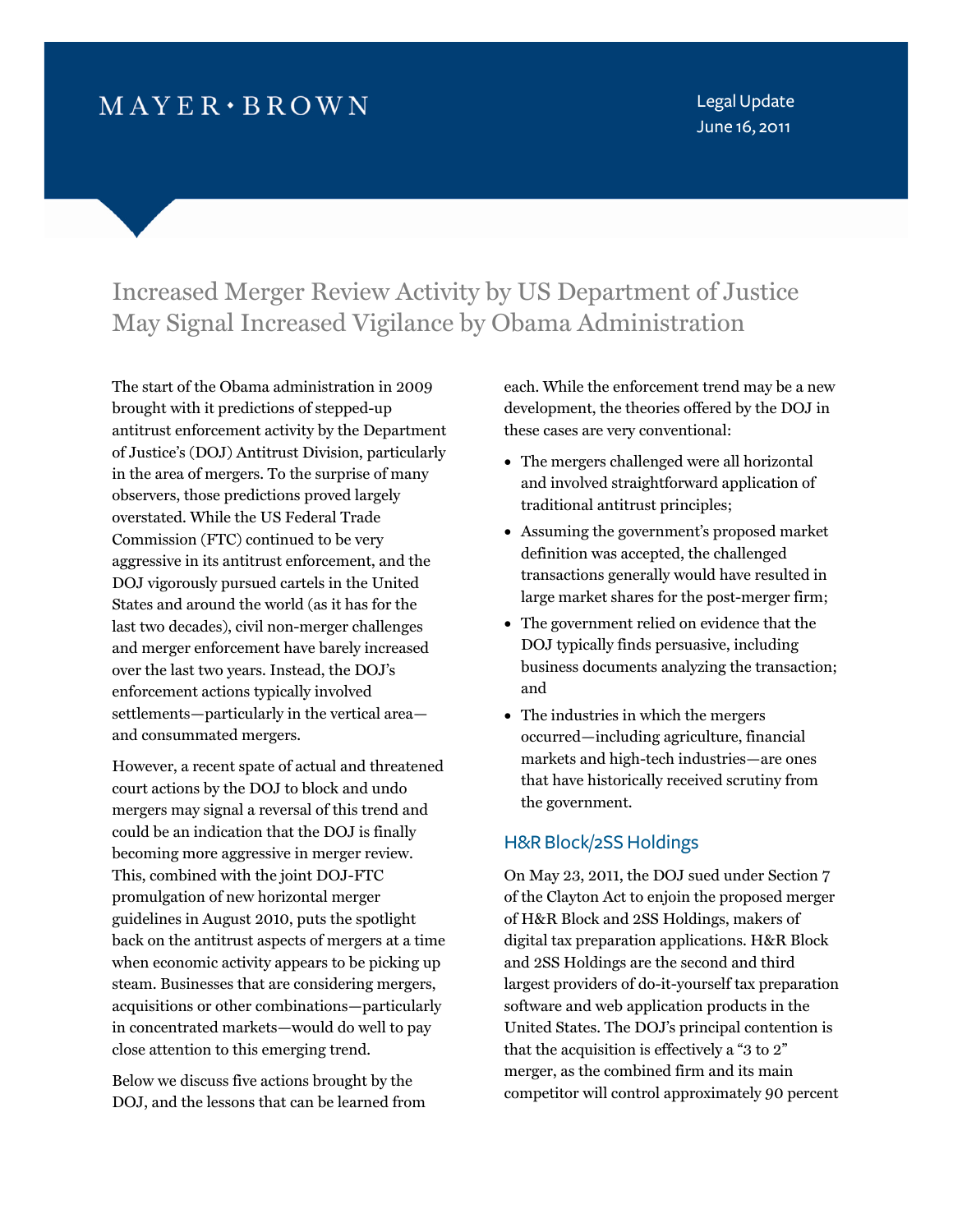MAYER • BROWN

Legal Update
June 16, 2011

# Increased Merger Review Activity by US Department of Justice May Signal Increased Vigilance by Obama Administration

The start of the Obama administration in 2009 brought with it predictions of stepped-up antitrust enforcement activity by the Department of Justice's (DOJ) Antitrust Division, particularly in the area of mergers. To the surprise of many observers, those predictions proved largely overstated. While the US Federal Trade Commission (FTC) continued to be very aggressive in its antitrust enforcement, and the DOJ vigorously pursued cartels in the United States and around the world (as it has for the last two decades), civil non-merger challenges and merger enforcement have barely increased over the last two years. Instead, the DOJ's enforcement actions typically involved settlements—particularly in the vertical area—and consummated mergers.

However, a recent spate of actual and threatened court actions by the DOJ to block and undo mergers may signal a reversal of this trend and could be an indication that the DOJ is finally becoming more aggressive in merger review. This, combined with the joint DOJ-FTC promulgation of new horizontal merger guidelines in August 2010, puts the spotlight back on the antitrust aspects of mergers at a time when economic activity appears to be picking up steam. Businesses that are considering mergers, acquisitions or other combinations—particularly in concentrated markets—would do well to pay close attention to this emerging trend.

Below we discuss five actions brought by the DOJ, and the lessons that can be learned from each. While the enforcement trend may be a new development, the theories offered by the DOJ in these cases are very conventional:

- The mergers challenged were all horizontal and involved straightforward application of traditional antitrust principles;
- Assuming the government's proposed market definition was accepted, the challenged transactions generally would have resulted in large market shares for the post-merger firm;
- The government relied on evidence that the DOJ typically finds persuasive, including business documents analyzing the transaction; and
- The industries in which the mergers occurred—including agriculture, financial markets and high-tech industries—are ones that have historically received scrutiny from the government.

## H&R Block/2SS Holdings

On May 23, 2011, the DOJ sued under Section 7 of the Clayton Act to enjoin the proposed merger of H&R Block and 2SS Holdings, makers of digital tax preparation applications. H&R Block and 2SS Holdings are the second and third largest providers of do-it-yourself tax preparation software and web application products in the United States. The DOJ's principal contention is that the acquisition is effectively a "3 to 2" merger, as the combined firm and its main competitor will control approximately 90 percent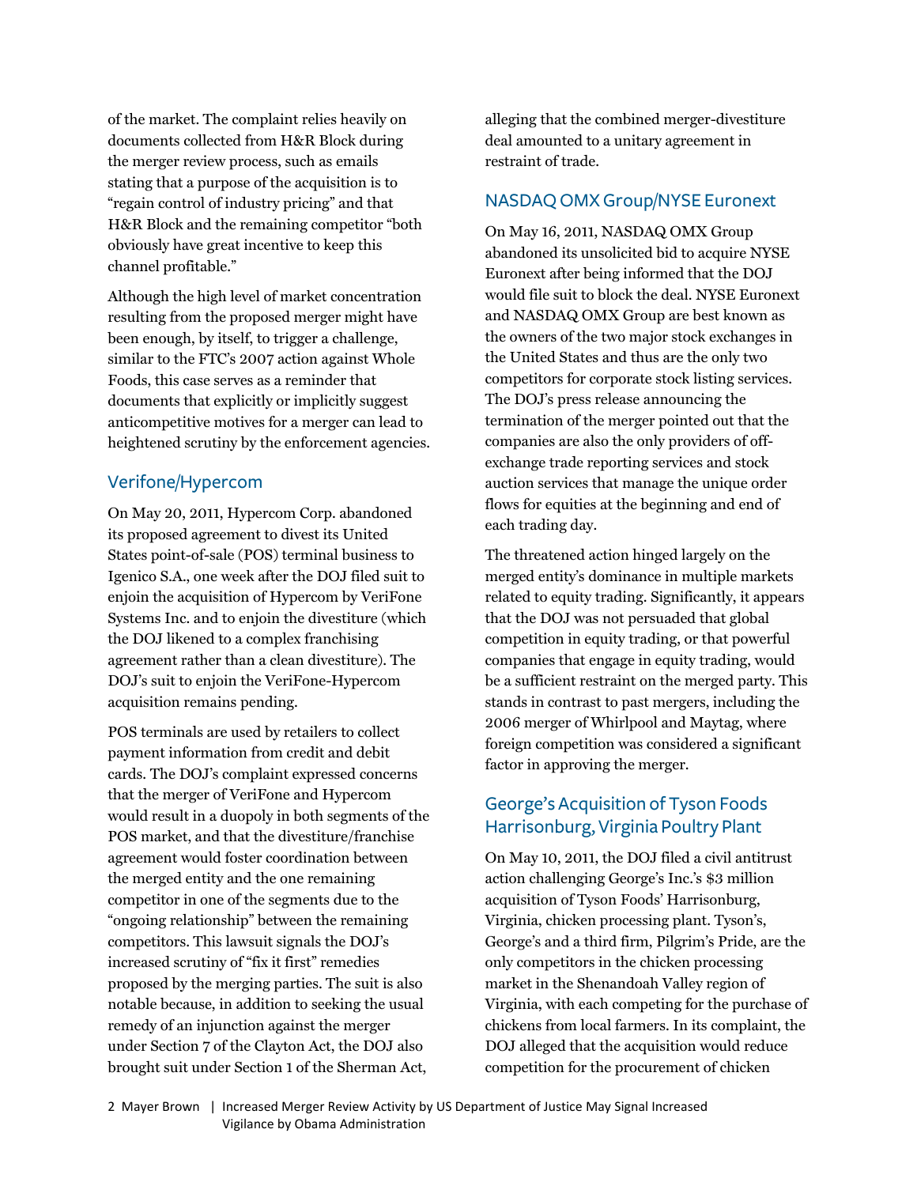of the market. The complaint relies heavily on documents collected from H&R Block during the merger review process, such as emails stating that a purpose of the acquisition is to "regain control of industry pricing" and that H&R Block and the remaining competitor "both obviously have great incentive to keep this channel profitable."

Although the high level of market concentration resulting from the proposed merger might have been enough, by itself, to trigger a challenge, similar to the FTC's 2007 action against Whole Foods, this case serves as a reminder that documents that explicitly or implicitly suggest anticompetitive motives for a merger can lead to heightened scrutiny by the enforcement agencies.

## Verifone/Hypercom

On May 20, 2011, Hypercom Corp. abandoned its proposed agreement to divest its United States point-of-sale (POS) terminal business to Igenico S.A., one week after the DOJ filed suit to enjoin the acquisition of Hypercom by VeriFone Systems Inc. and to enjoin the divestiture (which the DOJ likened to a complex franchising agreement rather than a clean divestiture). The DOJ's suit to enjoin the VeriFone-Hypercom acquisition remains pending.

POS terminals are used by retailers to collect payment information from credit and debit cards. The DOJ's complaint expressed concerns that the merger of VeriFone and Hypercom would result in a duopoly in both segments of the POS market, and that the divestiture/franchise agreement would foster coordination between the merged entity and the one remaining competitor in one of the segments due to the "ongoing relationship" between the remaining competitors. This lawsuit signals the DOJ's increased scrutiny of "fix it first" remedies proposed by the merging parties. The suit is also notable because, in addition to seeking the usual remedy of an injunction against the merger under Section 7 of the Clayton Act, the DOJ also brought suit under Section 1 of the Sherman Act, alleging that the combined merger-divestiture deal amounted to a unitary agreement in restraint of trade.

## NASDAQ OMX Group/NYSE Euronext

On May 16, 2011, NASDAQ OMX Group abandoned its unsolicited bid to acquire NYSE Euronext after being informed that the DOJ would file suit to block the deal. NYSE Euronext and NASDAQ OMX Group are best known as the owners of the two major stock exchanges in the United States and thus are the only two competitors for corporate stock listing services. The DOJ's press release announcing the termination of the merger pointed out that the companies are also the only providers of off-exchange trade reporting services and stock auction services that manage the unique order flows for equities at the beginning and end of each trading day.

The threatened action hinged largely on the merged entity's dominance in multiple markets related to equity trading. Significantly, it appears that the DOJ was not persuaded that global competition in equity trading, or that powerful companies that engage in equity trading, would be a sufficient restraint on the merged party. This stands in contrast to past mergers, including the 2006 merger of Whirlpool and Maytag, where foreign competition was considered a significant factor in approving the merger.

## George's Acquisition of Tyson Foods Harrisonburg, Virginia Poultry Plant

On May 10, 2011, the DOJ filed a civil antitrust action challenging George's Inc.'s $3 million acquisition of Tyson Foods' Harrisonburg, Virginia, chicken processing plant. Tyson's, George's and a third firm, Pilgrim's Pride, are the only competitors in the chicken processing market in the Shenandoah Valley region of Virginia, with each competing for the purchase of chickens from local farmers. In its complaint, the DOJ alleged that the acquisition would reduce competition for the procurement of chicken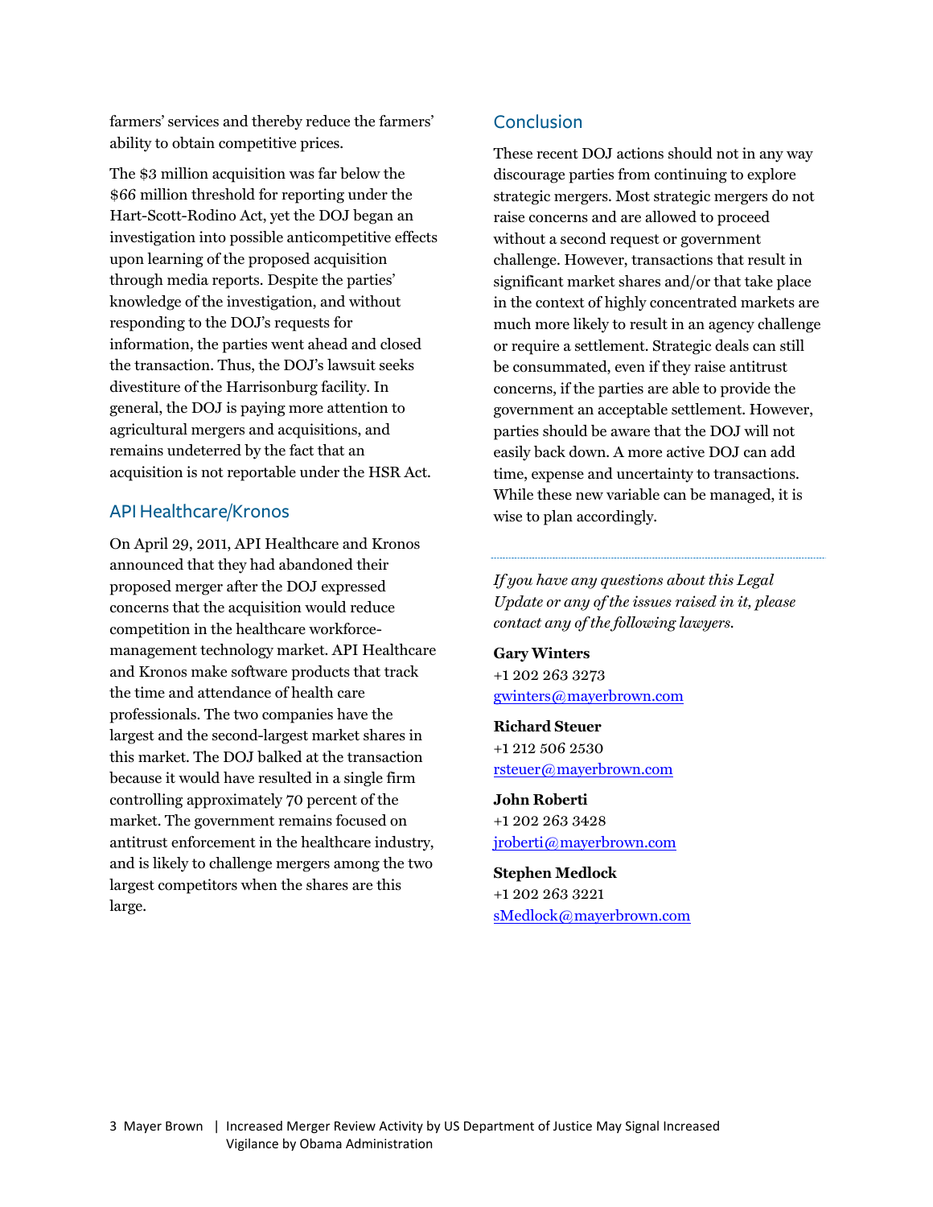farmers' services and thereby reduce the farmers' ability to obtain competitive prices.

The $3 million acquisition was far below the $66 million threshold for reporting under the Hart-Scott-Rodino Act, yet the DOJ began an investigation into possible anticompetitive effects upon learning of the proposed acquisition through media reports. Despite the parties' knowledge of the investigation, and without responding to the DOJ's requests for information, the parties went ahead and closed the transaction. Thus, the DOJ's lawsuit seeks divestiture of the Harrisonburg facility. In general, the DOJ is paying more attention to agricultural mergers and acquisitions, and remains undeterred by the fact that an acquisition is not reportable under the HSR Act.

## API Healthcare/Kronos

On April 29, 2011, API Healthcare and Kronos announced that they had abandoned their proposed merger after the DOJ expressed concerns that the acquisition would reduce competition in the healthcare workforce-management technology market. API Healthcare and Kronos make software products that track the time and attendance of health care professionals. The two companies have the largest and the second-largest market shares in this market. The DOJ balked at the transaction because it would have resulted in a single firm controlling approximately 70 percent of the market. The government remains focused on antitrust enforcement in the healthcare industry, and is likely to challenge mergers among the two largest competitors when the shares are this large.

## Conclusion

These recent DOJ actions should not in any way discourage parties from continuing to explore strategic mergers. Most strategic mergers do not raise concerns and are allowed to proceed without a second request or government challenge. However, transactions that result in significant market shares and/or that take place in the context of highly concentrated markets are much more likely to result in an agency challenge or require a settlement. Strategic deals can still be consummated, even if they raise antitrust concerns, if the parties are able to provide the government an acceptable settlement. However, parties should be aware that the DOJ will not easily back down. A more active DOJ can add time, expense and uncertainty to transactions. While these new variable can be managed, it is wise to plan accordingly.

---

*If you have any questions about this Legal Update or any of the issues raised in it, please contact any of the following lawyers.*

**Gary Winters**
+1 202 263 3273
gwinters@mayerbrown.com

**Richard Steuer**
+1 212 506 2530
rsteuer@mayerbrown.com

**John Roberti**
+1 202 263 3428
jroberti@mayerbrown.com

**Stephen Medlock**
+1 202 263 3221
sMedlock@mayerbrown.com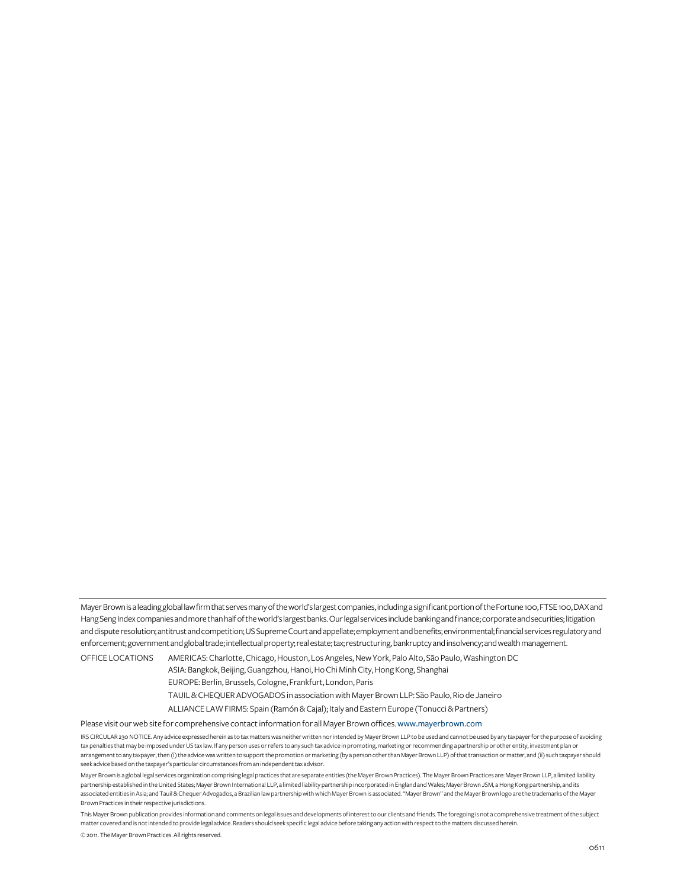Mayer Brown is a leading global law firm that serves many of the world's largest companies, including a significant portion of the Fortune 100, FTSE 100, DAX and Hang Seng Index companies and more than half of the world's largest banks. Our legal services include banking and finance; corporate and securities; litigation and dispute resolution; antitrust and competition; US Supreme Court and appellate; employment and benefits; environmental; financial services regulatory and enforcement; government and global trade; intellectual property; real estate; tax; restructuring, bankruptcy and insolvency; and wealth management.

OFFICE LOCATIONS AMERICAS: Charlotte, Chicago, Houston, Los Angeles, New York, Palo Alto, São Paulo, Washington DC
ASIA: Bangkok, Beijing, Guangzhou, Hanoi, Ho Chi Minh City, Hong Kong, Shanghai
EUROPE: Berlin, Brussels, Cologne, Frankfurt, London, Paris
TAUIL & CHEQUER ADVOGADOS in association with Mayer Brown LLP: São Paulo, Rio de Janeiro
ALLIANCE LAW FIRMS: Spain (Ramón & Cajal); Italy and Eastern Europe (Tonucci & Partners)

Please visit our web site for comprehensive contact information for all Mayer Brown offices. www.mayerbrown.com

IRS CIRCULAR 230 NOTICE. Any advice expressed herein as to tax matters was neither written nor intended by Mayer Brown LLP to be used and cannot be used by any taxpayer for the purpose of avoiding tax penalties that may be imposed under US tax law. If any person uses or refers to any such tax advice in promoting, marketing or recommending a partnership or other entity, investment plan or arrangement to any taxpayer, then (i) the advice was written to support the promotion or marketing (by a person other than Mayer Brown LLP) of that transaction or matter, and (ii) such taxpayer should seek advice based on the taxpayer's particular circumstances from an independent tax advisor.

Mayer Brown is a global legal services organization comprising legal practices that are separate entities (the Mayer Brown Practices). The Mayer Brown Practices are: Mayer Brown LLP, a limited liability partnership established in the United States; Mayer Brown International LLP, a limited liability partnership incorporated in England and Wales; Mayer Brown JSM, a Hong Kong partnership, and its associated entities in Asia; and Tauil & Chequer Advogados, a Brazilian law partnership with which Mayer Brown is associated. "Mayer Brown" and the Mayer Brown logo are the trademarks of the Mayer Brown Practices in their respective jurisdictions.

This Mayer Brown publication provides information and comments on legal issues and developments of interest to our clients and friends. The foregoing is not a comprehensive treatment of the subject matter covered and is not intended to provide legal advice. Readers should seek specific legal advice before taking any action with respect to the matters discussed herein.

© 2011. The Mayer Brown Practices. All rights reserved.

0611